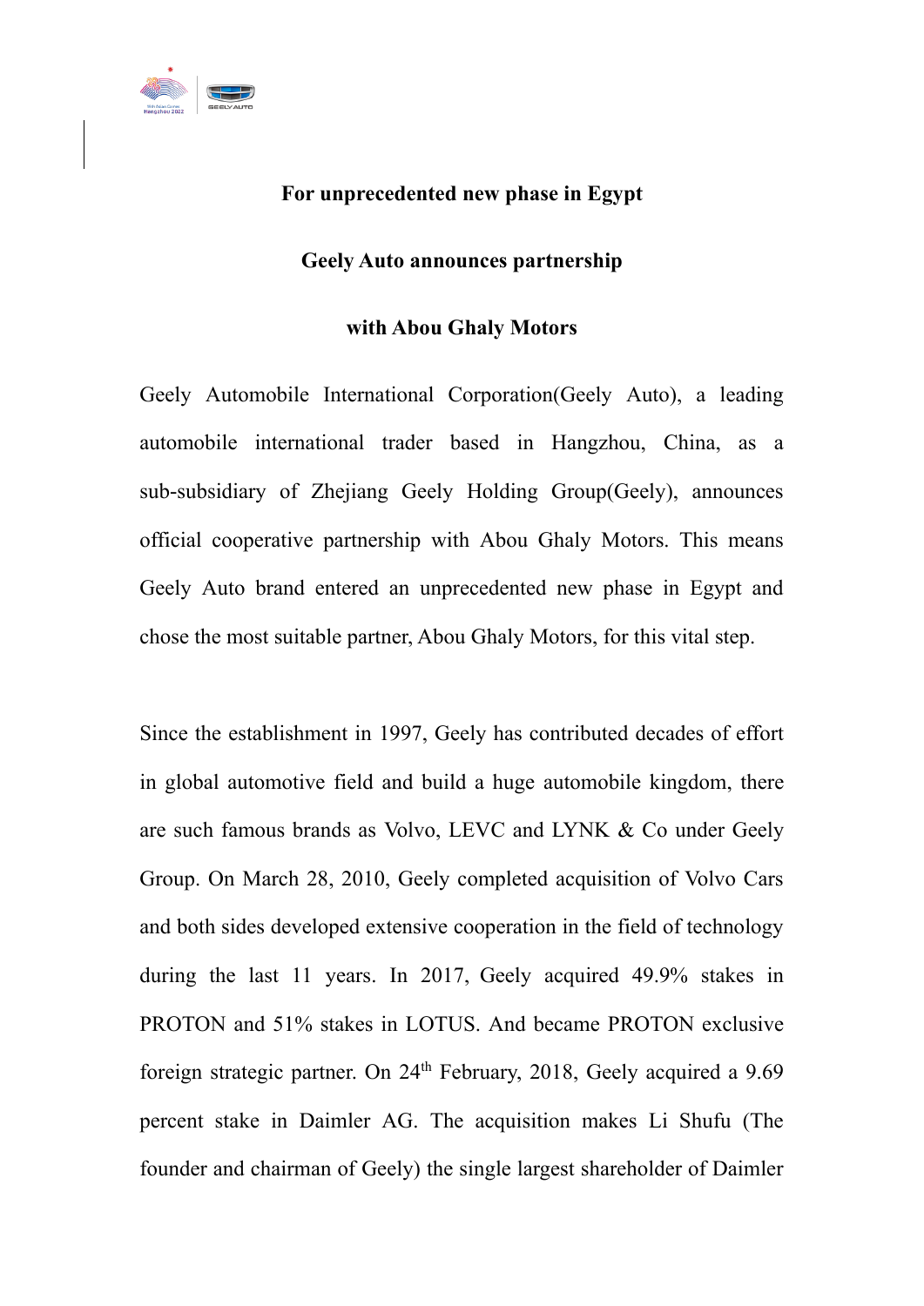# For unprecedented new phase in Egypt

# Geely Auto announces partnership

# with Abou Ghaly Motors

Geely Automobile International Corporation(Geely Auto), a leading automobile international trader based in Hangzhou, China, as a sub-subsidiary of Zhejiang Geely Holding Group(Geely), announces official cooperative partnership with Abou Ghaly Motors. This means Geely Auto brand entered an unprecedented new phase in Egypt and chose the most suitable partner, Abou Ghaly Motors, for this vital step.

Since the establishment in 1997, Geely has contributed decades of effort in global automotive field and build a huge automobile kingdom, there are such famous brands as Volvo, LEVC and LYNK & Co under Geely Group. On March 28, 2010, Geely completed acquisition of Volvo Cars and both sides developed extensive cooperation in the field of technology during the last 11 years. In 2017, Geely acquired 49.9% stakes in PROTON and 51% stakes in LOTUS. And became PROTON exclusive foreign strategic partner. On 24th February, 2018, Geely acquired a 9.69 percent stake in Daimler AG. The acquisition makes Li Shufu (The founder and chairman of Geely) the single largest shareholder of Daimler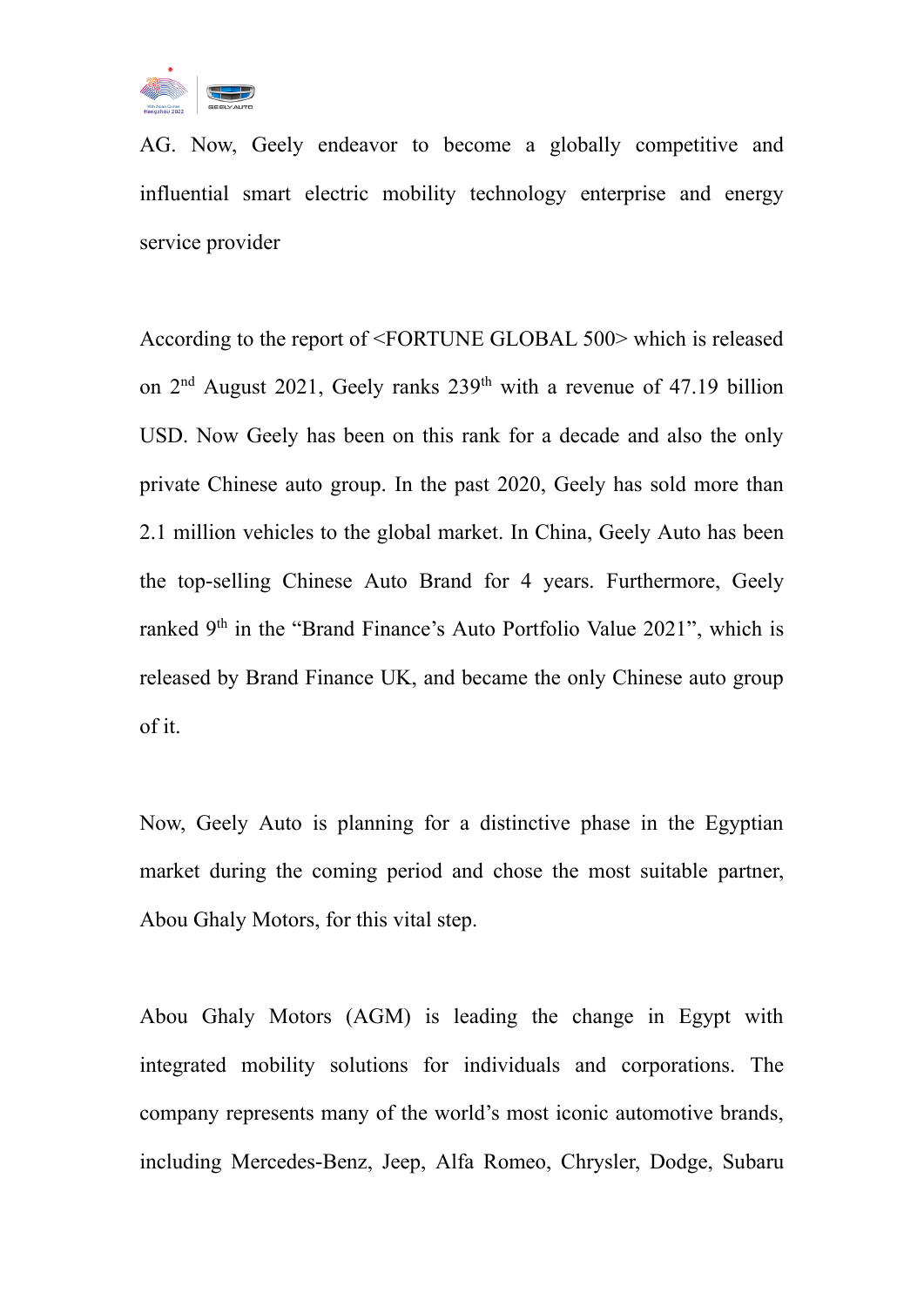AG. Now, Geely endeavor to become a globally competitive and influential smart electric mobility technology enterprise and energy service provider

According to the report of <FORTUNE GLOBAL 500> which is released on 2nd August 2021, Geely ranks 239th with a revenue of 47.19 billion USD. Now Geely has been on this rank for a decade and also the only private Chinese auto group. In the past 2020, Geely has sold more than 2.1 million vehicles to the global market. In China, Geely Auto has been the top-selling Chinese Auto Brand for 4 years. Furthermore, Geely ranked 9th in the "Brand Finance's Auto Portfolio Value 2021", which is released by Brand Finance UK, and became the only Chinese auto group of it.

Now, Geely Auto is planning for a distinctive phase in the Egyptian market during the coming period and chose the most suitable partner, Abou Ghaly Motors, for this vital step.

Abou Ghaly Motors (AGM) is leading the change in Egypt with integrated mobility solutions for individuals and corporations. The company represents many of the world's most iconic automotive brands, including Mercedes-Benz, Jeep, Alfa Romeo, Chrysler, Dodge, Subaru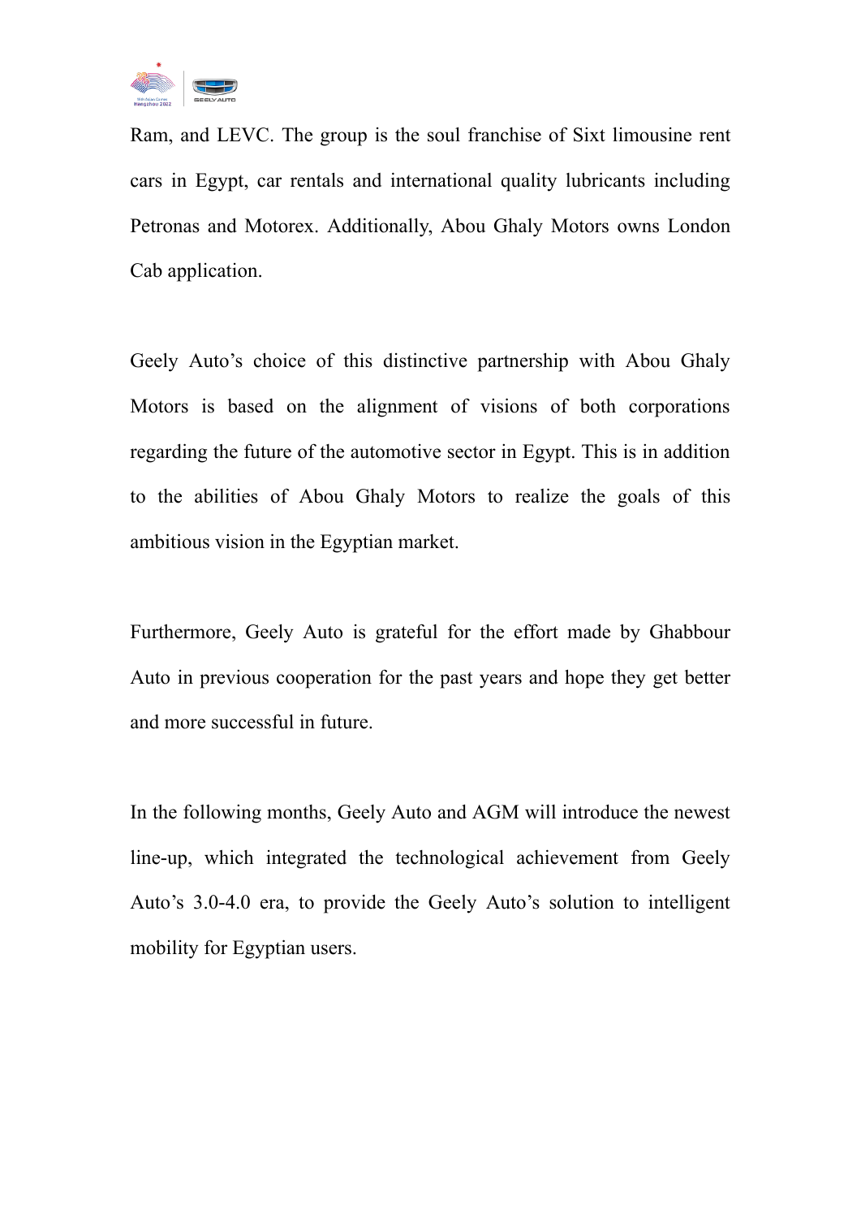Ram, and LEVC. The group is the soul franchise of Sixt limousine rent cars in Egypt, car rentals and international quality lubricants including Petronas and Motorex. Additionally, Abou Ghaly Motors owns London Cab application.

Geely Auto's choice of this distinctive partnership with Abou Ghaly Motors is based on the alignment of visions of both corporations regarding the future of the automotive sector in Egypt. This is in addition to the abilities of Abou Ghaly Motors to realize the goals of this ambitious vision in the Egyptian market.

Furthermore, Geely Auto is grateful for the effort made by Ghabbour Auto in previous cooperation for the past years and hope they get better and more successful in future.

In the following months, Geely Auto and AGM will introduce the newest line-up, which integrated the technological achievement from Geely Auto's 3.0-4.0 era, to provide the Geely Auto's solution to intelligent mobility for Egyptian users.